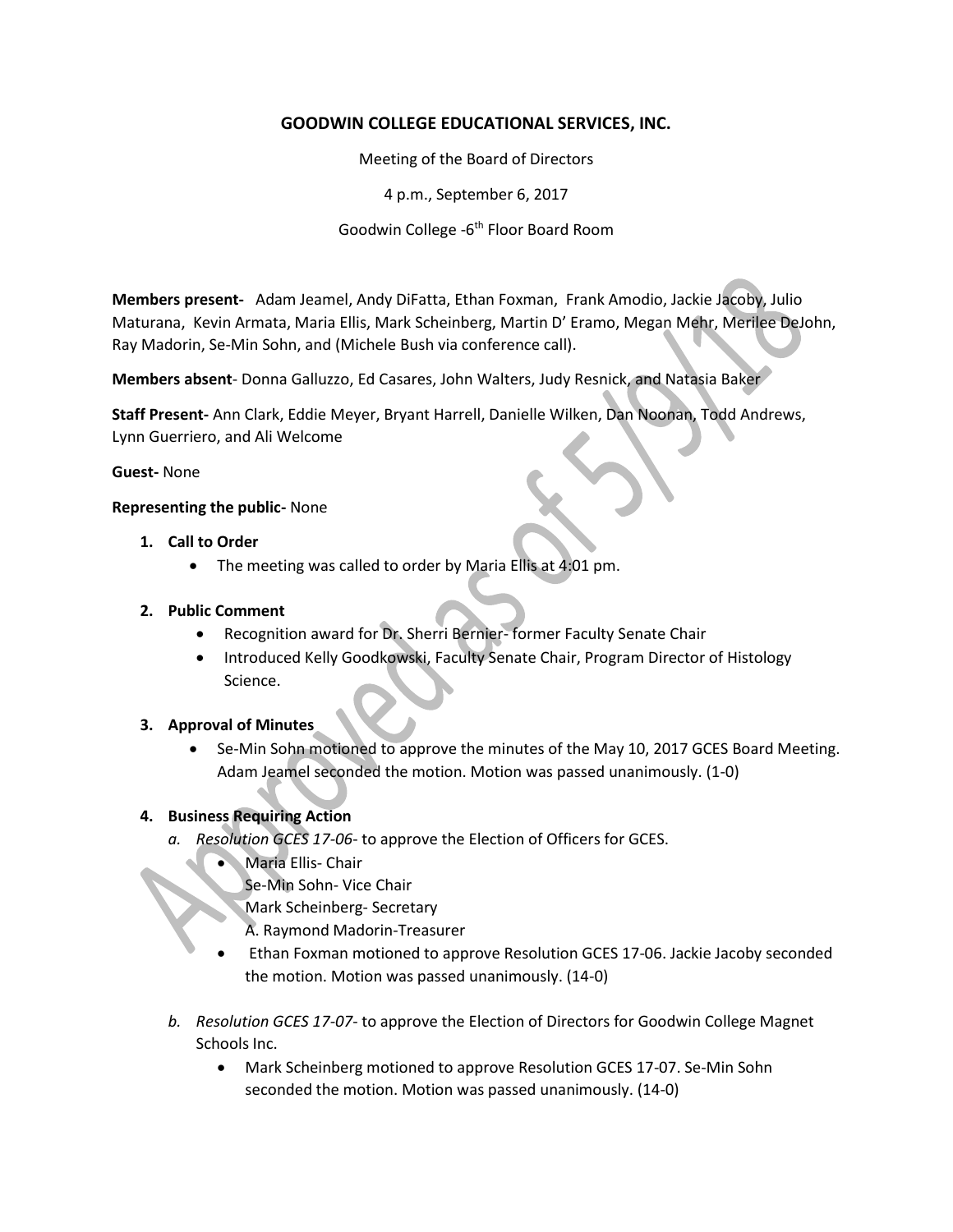**GOODWIN COLLEGE EDUCATIONAL SERVICES, INC.**

Meeting of the Board of Directors

4 p.m., September 6, 2017

Goodwin College -6th Floor Board Room

**Members present-** Adam Jeamel, Andy DiFatta, Ethan Foxman, Frank Amodio, Jackie Jacoby, Julio Maturana, Kevin Armata, Maria Ellis, Mark Scheinberg, Martin D' Eramo, Megan Mehr, Merilee DeJohn, Ray Madorin, Se-Min Sohn, and (Michele Bush via conference call).

**Members absent**- Donna Galluzzo, Ed Casares, John Walters, Judy Resnick, and Natasia Baker

**Staff Present-** Ann Clark, Eddie Meyer, Bryant Harrell, Danielle Wilken, Dan Noonan, Todd Andrews, Lynn Guerriero, and Ali Welcome

**Guest-** None

**Representing the public-** None

1. **Call to Order**
   - The meeting was called to order by Maria Ellis at 4:01 pm.

2. **Public Comment**
   - Recognition award for Dr. Sherri Bernier- former Faculty Senate Chair
   - Introduced Kelly Goodkowski, Faculty Senate Chair, Program Director of Histology Science.

3. **Approval of Minutes**
   - Se-Min Sohn motioned to approve the minutes of the May 10, 2017 GCES Board Meeting. Adam Jeamel seconded the motion. Motion was passed unanimously. (1-0)

4. **Business Requiring Action**
   a. *Resolution GCES 17-06*- to approve the Election of Officers for GCES.
      - Maria Ellis- Chair
        Se-Min Sohn- Vice Chair
        Mark Scheinberg- Secretary
        A. Raymond Madorin-Treasurer
      - Ethan Foxman motioned to approve Resolution GCES 17-06. Jackie Jacoby seconded the motion. Motion was passed unanimously. (14-0)

   b. *Resolution GCES 17-07*- to approve the Election of Directors for Goodwin College Magnet Schools Inc.
      - Mark Scheinberg motioned to approve Resolution GCES 17-07. Se-Min Sohn seconded the motion. Motion was passed unanimously. (14-0)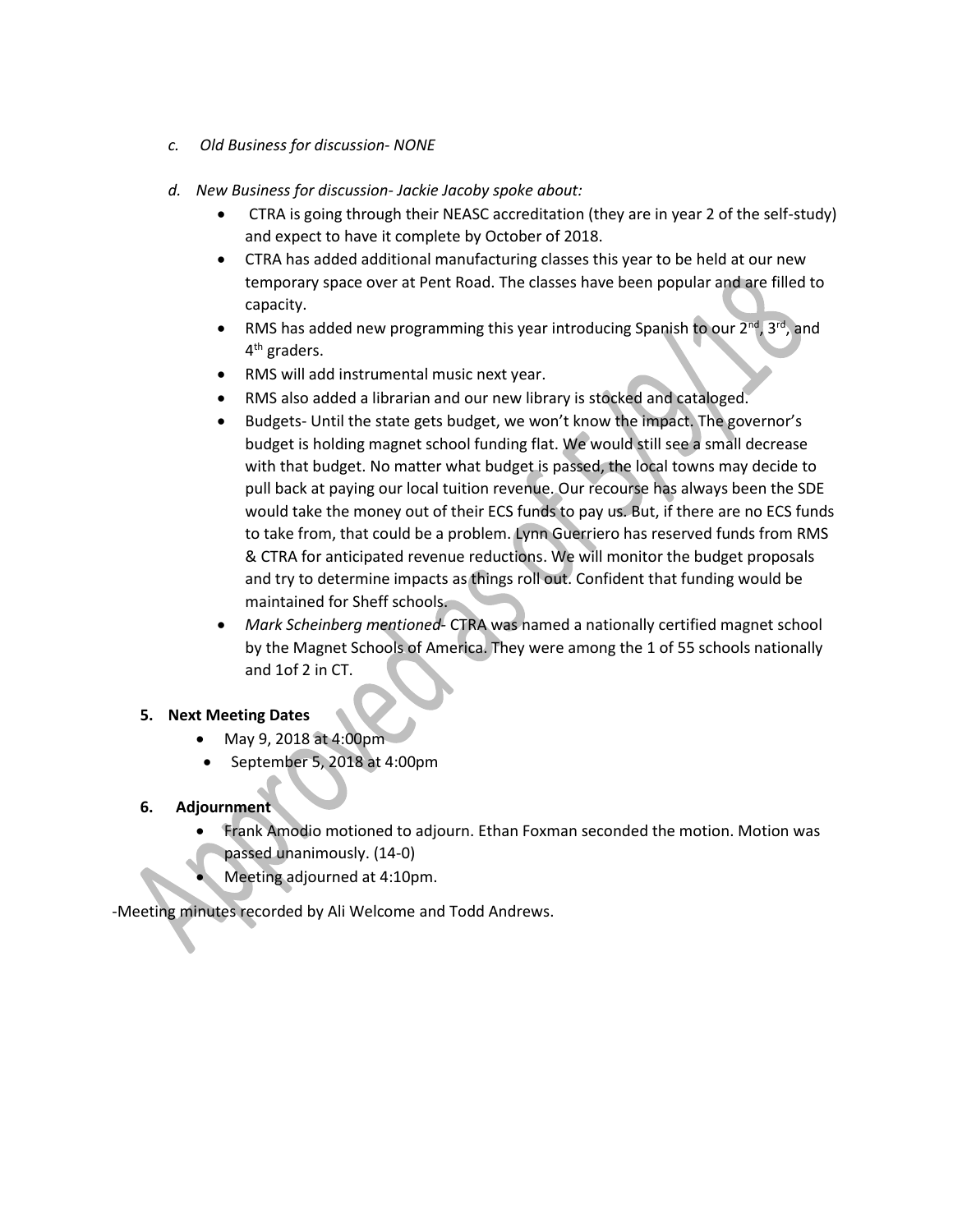c. *Old Business for discussion- NONE*

d. *New Business for discussion- Jackie Jacoby spoke about:*

- CTRA is going through their NEASC accreditation (they are in year 2 of the self-study) and expect to have it complete by October of 2018.
- CTRA has added additional manufacturing classes this year to be held at our new temporary space over at Pent Road. The classes have been popular and are filled to capacity.
- RMS has added new programming this year introducing Spanish to our 2nd, 3rd, and 4th graders.
- RMS will add instrumental music next year.
- RMS also added a librarian and our new library is stocked and cataloged.
- Budgets- Until the state gets budget, we won't know the impact. The governor's budget is holding magnet school funding flat. We would still see a small decrease with that budget. No matter what budget is passed, the local towns may decide to pull back at paying our local tuition revenue. Our recourse has always been the SDE would take the money out of their ECS funds to pay us. But, if there are no ECS funds to take from, that could be a problem. Lynn Guerriero has reserved funds from RMS & CTRA for anticipated revenue reductions. We will monitor the budget proposals and try to determine impacts as things roll out. Confident that funding would be maintained for Sheff schools.
- *Mark Scheinberg mentioned*- CTRA was named a nationally certified magnet school by the Magnet Schools of America. They were among the 1 of 55 schools nationally and 1of 2 in CT.

**5. Next Meeting Dates**

- May 9, 2018 at 4:00pm
- September 5, 2018 at 4:00pm

**6. Adjournment**

- Frank Amodio motioned to adjourn. Ethan Foxman seconded the motion. Motion was passed unanimously. (14-0)
- Meeting adjourned at 4:10pm.

-Meeting minutes recorded by Ali Welcome and Todd Andrews.

Approved as of 5/9/18